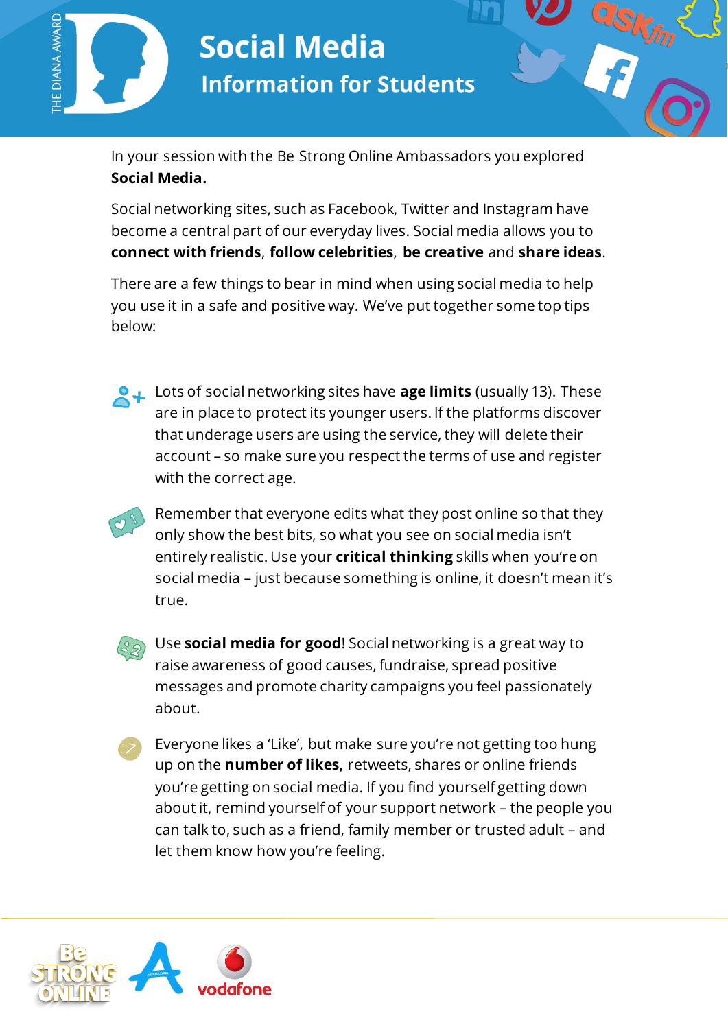# Social Media

## Information for Students

In your session with the Be Strong Online Ambassadors you explored **Social Media.**

Social networking sites, such as Facebook, Twitter and Instagram have become a central part of our everyday lives. Social media allows you to **connect with friends**, **follow celebrities**, **be creative** and **share ideas**.

There are a few things to bear in mind when using social media to help you use it in a safe and positive way. We've put together some top tips below:

- Lots of social networking sites have **age limits** (usually 13). These are in place to protect its younger users. If the platforms discover that underage users are using the service, they will delete their account – so make sure you respect the terms of use and register with the correct age.

- Remember that everyone edits what they post online so that they only show the best bits, so what you see on social media isn't entirely realistic. Use your **critical thinking** skills when you're on social media – just because something is online, it doesn't mean it's true.

- Use **social media for good**! Social networking is a great way to raise awareness of good causes, fundraise, spread positive messages and promote charity campaigns you feel passionately about.

- Everyone likes a 'Like', but make sure you're not getting too hung up on the **number of likes,** retweets, shares or online friends you're getting on social media. If you find yourself getting down about it, remind yourself of your support network – the people you can talk to, such as a friend, family member or trusted adult – and let them know how you're feeling.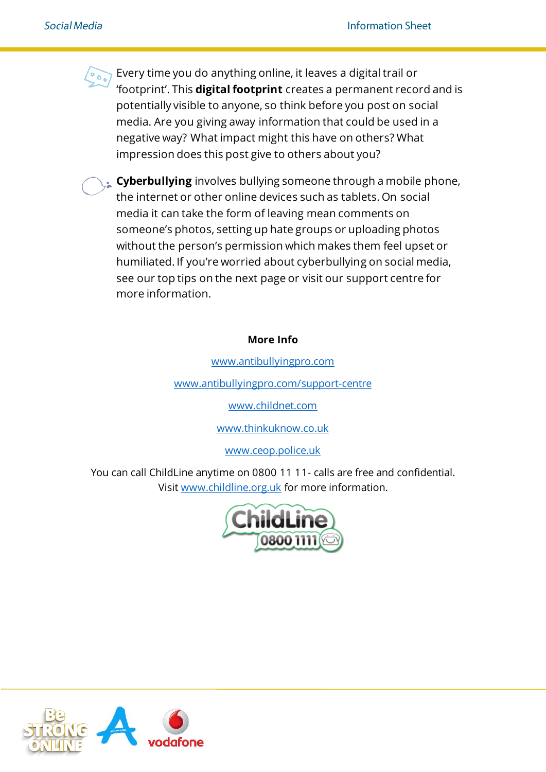Every time you do anything online, it leaves a digital trail or ‘footprint’. This **digital footprint** creates a permanent record and is potentially visible to anyone, so think before you post on social media. Are you giving away information that could be used in a negative way? What impact might this have on others? What impression does this post give to others about you?

**Cyberbullying** involves bullying someone through a mobile phone, the internet or other online devices such as tablets. On social media it can take the form of leaving mean comments on someone’s photos, setting up hate groups or uploading photos without the person’s permission which makes them feel upset or humiliated. If you’re worried about cyberbullying on social media, see our top tips on the next page or visit our support centre for more information.

**More Info**

www.antibullyingpro.com

www.antibullyingpro.com/support-centre

www.childnet.com

www.thinkuknow.co.uk

www.ceop.police.uk

You can call ChildLine anytime on 0800 11 11- calls are free and confidential.
Visit www.childline.org.uk for more information.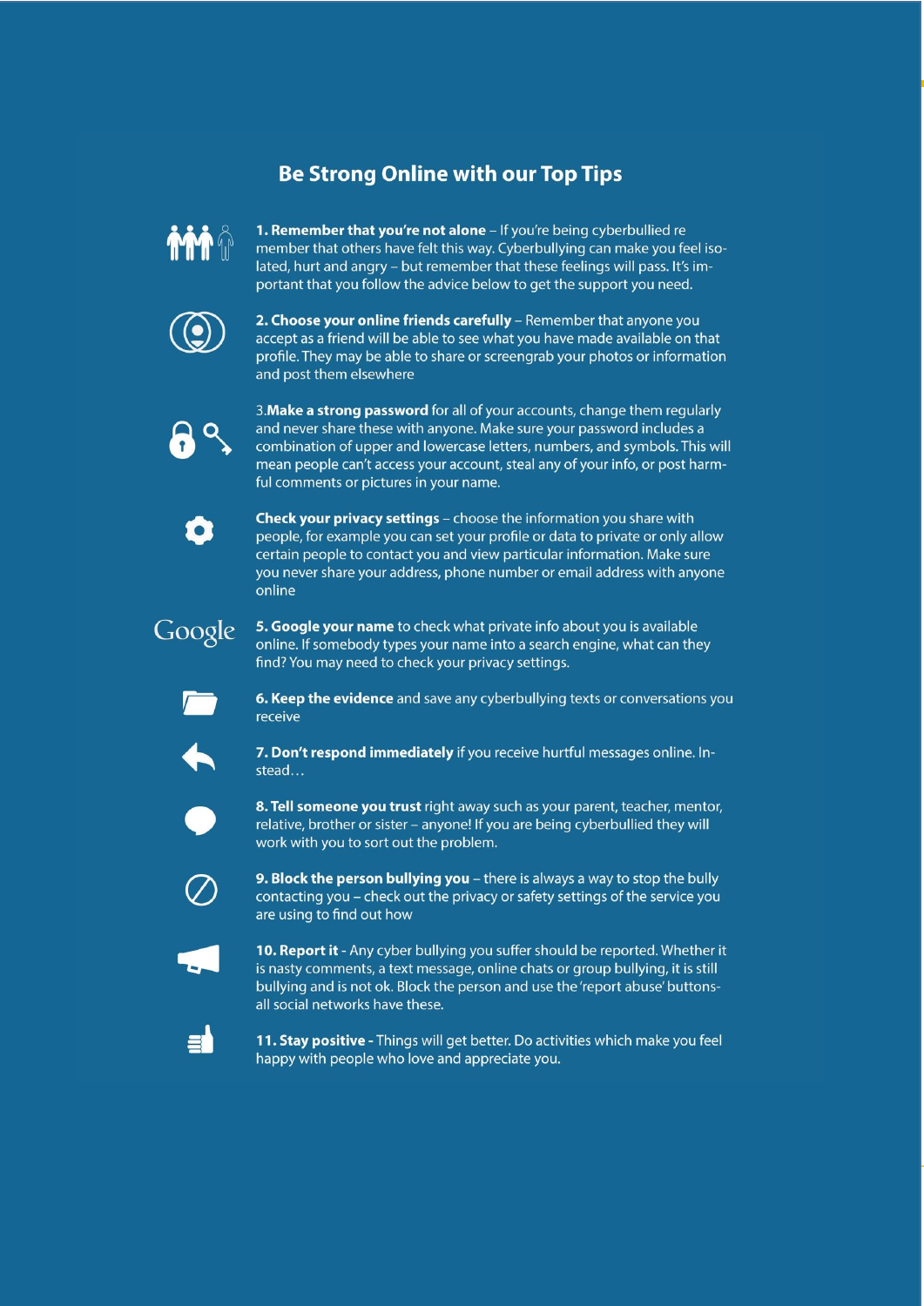## Be Strong Online with our Top Tips

**1. Remember that you're not alone** – If you're being cyberbullied remember that others have felt this way. Cyberbullying can make you feel isolated, hurt and angry – but remember that these feelings will pass. It's important that you follow the advice below to get the support you need.

**2. Choose your online friends carefully** – Remember that anyone you accept as a friend will be able to see what you have made available on that profile. They may be able to share or screengrab your photos or information and post them elsewhere

3.**Make a strong password** for all of your accounts, change them regularly and never share these with anyone. Make sure your password includes a combination of upper and lowercase letters, numbers, and symbols. This will mean people can't access your account, steal any of your info, or post harmful comments or pictures in your name.

**Check your privacy settings** – choose the information you share with people, for example you can set your profile or data to private or only allow certain people to contact you and view particular information. Make sure you never share your address, phone number or email address with anyone online

Google

**5. Google your name** to check what private info about you is available online. If somebody types your name into a search engine, what can they find? You may need to check your privacy settings.

**6. Keep the evidence** and save any cyberbullying texts or conversations you receive

**7. Don't respond immediately** if you receive hurtful messages online. Instead…

**8. Tell someone you trust** right away such as your parent, teacher, mentor, relative, brother or sister – anyone! If you are being cyberbullied they will work with you to sort out the problem.

**9. Block the person bullying you** – there is always a way to stop the bully contacting you – check out the privacy or safety settings of the service you are using to find out how

**10. Report it** - Any cyber bullying you suffer should be reported. Whether it is nasty comments, a text message, online chats or group bullying, it is still bullying and is not ok. Block the person and use the 'report abuse' buttons- all social networks have these.

**11. Stay positive** - Things will get better. Do activities which make you feel happy with people who love and appreciate you.